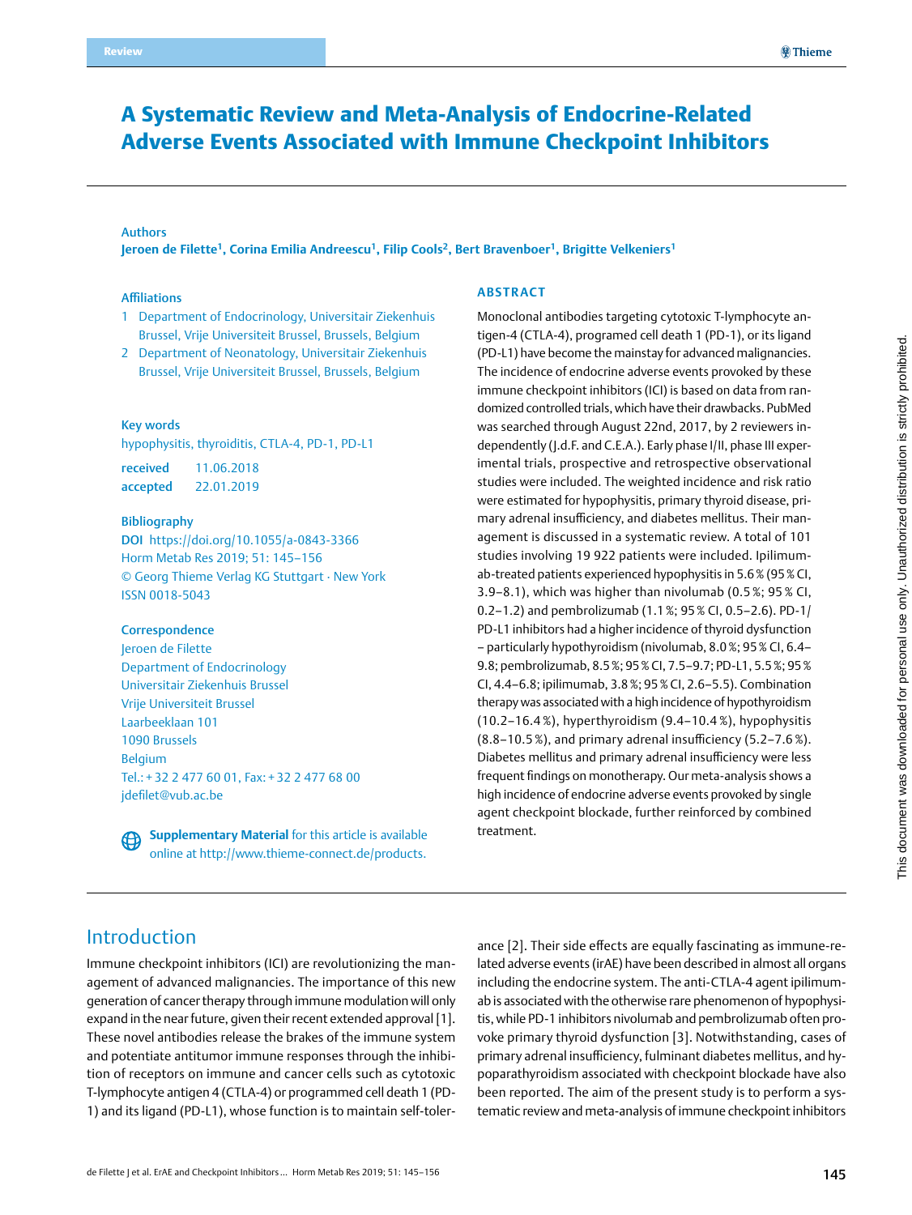# A Systematic Review and Meta-Analysis of Endocrine-Related Adverse Events Associated with Immune Checkpoint Inhibitors

**Authors**

**Jeroen de Filette[1], Corina Emilia Andreescu[1], Filip Cools[2], Bert Bravenboer[1], Brigitte Velkeniers[1]**

**Affiliations**

1 Department of Endocrinology, Universitair Ziekenhuis Brussel, Vrije Universiteit Brussel, Brussels, Belgium

2 Department of Neonatology, Universitair Ziekenhuis Brussel, Vrije Universiteit Brussel, Brussels, Belgium

**Key words**

hypophysitis, thyroiditis, CTLA-4, PD-1, PD-L1

**received** 11.06.2018

**accepted** 22.01.2019

**Bibliography**

**DOI** https://doi.org/10.1055/a-0843-3366

Horm Metab Res 2019; 51: 145–156

© Georg Thieme Verlag KG Stuttgart · New York

ISSN 0018-5043

**Correspondence**

Jeroen de Filette

Department of Endocrinology

Universitair Ziekenhuis Brussel

Vrije Universiteit Brussel

Laarbeeklaan 101

1090 Brussels

Belgium

Tel.: +32 2 477 60 01, Fax: +32 2 477 68 00

jdefilet@vub.ac.be

**Supplementary Material** for this article is available online at http://www.thieme-connect.de/products.

## ABSTRACT

Monoclonal antibodies targeting cytotoxic T-lymphocyte antigen-4 (CTLA-4), programed cell death 1 (PD-1), or its ligand (PD-L1) have become the mainstay for advanced malignancies. The incidence of endocrine adverse events provoked by these immune checkpoint inhibitors (ICI) is based on data from randomized controlled trials, which have their drawbacks. PubMed was searched through August 22nd, 2017, by 2 reviewers independently (J.d.F. and C.E.A.). Early phase I/II, phase III experimental trials, prospective and retrospective observational studies were included. The weighted incidence and risk ratio were estimated for hypophysitis, primary thyroid disease, primary adrenal insufficiency, and diabetes mellitus. Their management is discussed in a systematic review. A total of 101 studies involving 19 922 patients were included. Ipilimumab-treated patients experienced hypophysitis in 5.6 % (95 % CI, 3.9–8.1), which was higher than nivolumab (0.5 %; 95 % CI, 0.2–1.2) and pembrolizumab (1.1 %; 95 % CI, 0.5–2.6). PD-1/PD-L1 inhibitors had a higher incidence of thyroid dysfunction – particularly hypothyroidism (nivolumab, 8.0 %; 95 % CI, 6.4–9.8; pembrolizumab, 8.5 %; 95 % CI, 7.5–9.7; PD-L1, 5.5 %; 95 % CI, 4.4–6.8; ipilimumab, 3.8 %; 95 % CI, 2.6–5.5). Combination therapy was associated with a high incidence of hypothyroidism (10.2–16.4 %), hyperthyroidism (9.4–10.4 %), hypophysitis (8.8–10.5 %), and primary adrenal insufficiency (5.2–7.6 %). Diabetes mellitus and primary adrenal insufficiency were less frequent findings on monotherapy. Our meta-analysis shows a high incidence of endocrine adverse events provoked by single agent checkpoint blockade, further reinforced by combined treatment.

## Introduction

Immune checkpoint inhibitors (ICI) are revolutionizing the management of advanced malignancies. The importance of this new generation of cancer therapy through immune modulation will only expand in the near future, given their recent extended approval [1]. These novel antibodies release the brakes of the immune system and potentiate antitumor immune responses through the inhibition of receptors on immune and cancer cells such as cytotoxic T-lymphocyte antigen 4 (CTLA-4) or programmed cell death 1 (PD-1) and its ligand (PD-L1), whose function is to maintain self-tolerance [2]. Their side effects are equally fascinating as immune-related adverse events (irAE) have been described in almost all organs including the endocrine system. The anti-CTLA-4 agent ipilimumab is associated with the otherwise rare phenomenon of hypophysitis, while PD-1 inhibitors nivolumab and pembrolizumab often provoke primary thyroid dysfunction [3]. Notwithstanding, cases of primary adrenal insufficiency, fulminant diabetes mellitus, and hypoparathyroidism associated with checkpoint blockade have also been reported. The aim of the present study is to perform a systematic review and meta-analysis of immune checkpoint inhibitors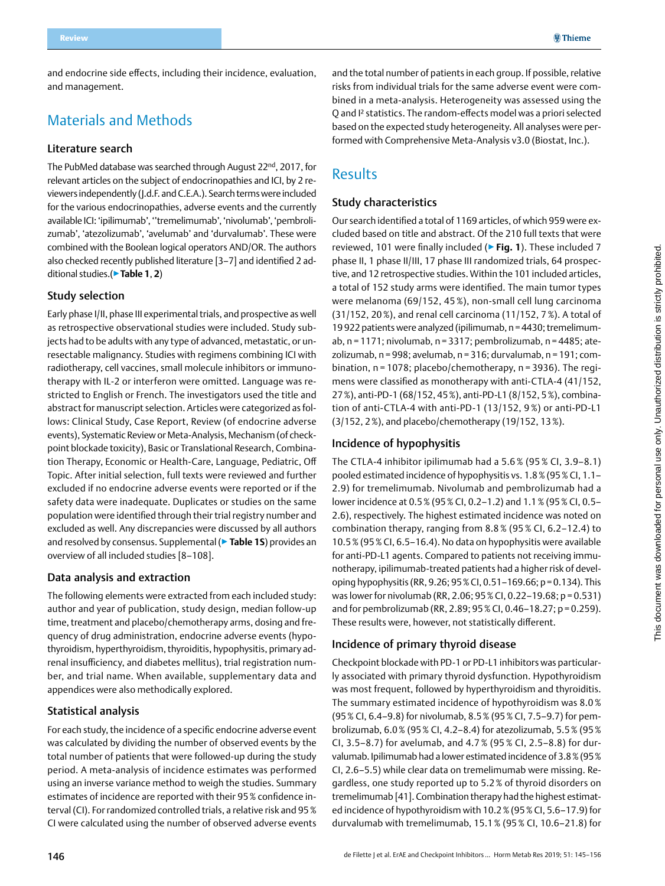and endocrine side effects, including their incidence, evaluation, and management.

## Materials and Methods

### Literature search

The PubMed database was searched through August 22nd, 2017, for relevant articles on the subject of endocrinopathies and ICI, by 2 reviewers independently (J.d.F. and C.E.A.). Search terms were included for the various endocrinopathies, adverse events and the currently available ICI: 'ipilimumab', ''tremelimumab', 'nivolumab', 'pembrolizumab', 'atezolizumab', 'avelumab' and 'durvalumab'. These were combined with the Boolean logical operators AND/OR. The authors also checked recently published literature [3–7] and identified 2 additional studies.(▶ **Table 1**, **2**)

### Study selection

Early phase I/II, phase III experimental trials, and prospective as well as retrospective observational studies were included. Study subjects had to be adults with any type of advanced, metastatic, or unresectable malignancy. Studies with regimens combining ICI with radiotherapy, cell vaccines, small molecule inhibitors or immunotherapy with IL-2 or interferon were omitted. Language was restricted to English or French. The investigators used the title and abstract for manuscript selection. Articles were categorized as follows: Clinical Study, Case Report, Review (of endocrine adverse events), Systematic Review or Meta-Analysis, Mechanism (of checkpoint blockade toxicity), Basic or Translational Research, Combination Therapy, Economic or Health-Care, Language, Pediatric, Off Topic. After initial selection, full texts were reviewed and further excluded if no endocrine adverse events were reported or if the safety data were inadequate. Duplicates or studies on the same population were identified through their trial registry number and excluded as well. Any discrepancies were discussed by all authors and resolved by consensus. Supplemental (▶ **Table 1S**) provides an overview of all included studies [8–108].

### Data analysis and extraction

The following elements were extracted from each included study: author and year of publication, study design, median follow-up time, treatment and placebo/chemotherapy arms, dosing and frequency of drug administration, endocrine adverse events (hypothyroidism, hyperthyroidism, thyroiditis, hypophysitis, primary adrenal insufficiency, and diabetes mellitus), trial registration number, and trial name. When available, supplementary data and appendices were also methodically explored.

### Statistical analysis

For each study, the incidence of a specific endocrine adverse event was calculated by dividing the number of observed events by the total number of patients that were followed-up during the study period. A meta-analysis of incidence estimates was performed using an inverse variance method to weigh the studies. Summary estimates of incidence are reported with their 95 % confidence interval (CI). For randomized controlled trials, a relative risk and 95 % CI were calculated using the number of observed adverse events and the total number of patients in each group. If possible, relative risks from individual trials for the same adverse event were combined in a meta-analysis. Heterogeneity was assessed using the Q and $I^2$ statistics. The random-effects model was a priori selected based on the expected study heterogeneity. All analyses were performed with Comprehensive Meta-Analysis v3.0 (Biostat, Inc.).

## Results

### Study characteristics

Our search identified a total of 1169 articles, of which 959 were excluded based on title and abstract. Of the 210 full texts that were reviewed, 101 were finally included (▶ **Fig. 1**). These included 7 phase II, 1 phase II/III, 17 phase III randomized trials, 64 prospective, and 12 retrospective studies. Within the 101 included articles, a total of 152 study arms were identified. The main tumor types were melanoma (69/152, 45 %), non-small cell lung carcinoma (31/152, 20 %), and renal cell carcinoma (11/152, 7 %). A total of 19 922 patients were analyzed (ipilimumab, n = 4430; tremelimumab, n = 1171; nivolumab, n = 3317; pembrolizumab, n = 4485; atezolizumab, n = 998; avelumab, n = 316; durvalumab, n = 191; combination, n = 1078; placebo/chemotherapy, n = 3936). The regimens were classified as monotherapy with anti-CTLA-4 (41/152, 27 %), anti-PD-1 (68/152, 45 %), anti-PD-L1 (8/152, 5 %), combination of anti-CTLA-4 with anti-PD-1 (13/152, 9 %) or anti-PD-L1 (3/152, 2 %), and placebo/chemotherapy (19/152, 13 %).

### Incidence of hypophysitis

The CTLA-4 inhibitor ipilimumab had a 5.6 % (95 % CI, 3.9–8.1) pooled estimated incidence of hypophysitis vs. 1.8 % (95 % CI, 1.1–2.9) for tremelimumab. Nivolumab and pembrolizumab had a lower incidence at 0.5 % (95 % CI, 0.2–1.2) and 1.1 % (95 % CI, 0.5–2.6), respectively. The highest estimated incidence was noted on combination therapy, ranging from 8.8 % (95 % CI, 6.2–12.4) to 10.5 % (95 % CI, 6.5–16.4). No data on hypophysitis were available for anti-PD-L1 agents. Compared to patients not receiving immunotherapy, ipilimumab-treated patients had a higher risk of developing hypophysitis (RR, 9.26; 95 % CI, 0.51–169.66; p = 0.134). This was lower for nivolumab (RR, 2.06; 95 % CI, 0.22–19.68; p = 0.531) and for pembrolizumab (RR, 2.89; 95 % CI, 0.46–18.27; p = 0.259). These results were, however, not statistically different.

### Incidence of primary thyroid disease

Checkpoint blockade with PD-1 or PD-L1 inhibitors was particularly associated with primary thyroid dysfunction. Hypothyroidism was most frequent, followed by hyperthyroidism and thyroiditis. The summary estimated incidence of hypothyroidism was 8.0 % (95 % CI, 6.4–9.8) for nivolumab, 8.5 % (95 % CI, 7.5–9.7) for pembrolizumab, 6.0 % (95 % CI, 4.2–8.4) for atezolizumab, 5.5 % (95 % CI, 3.5–8.7) for avelumab, and 4.7 % (95 % CI, 2.5–8.8) for durvalumab. Ipilimumab had a lower estimated incidence of 3.8 % (95 % CI, 2.6–5.5) while clear data on tremelimumab were missing. Regardless, one study reported up to 5.2 % of thyroid disorders on tremelimumab [41]. Combination therapy had the highest estimated incidence of hypothyroidism with 10.2 % (95 % CI, 5.6–17.9) for durvalumab with tremelimumab, 15.1 % (95 % CI, 10.6–21.8) for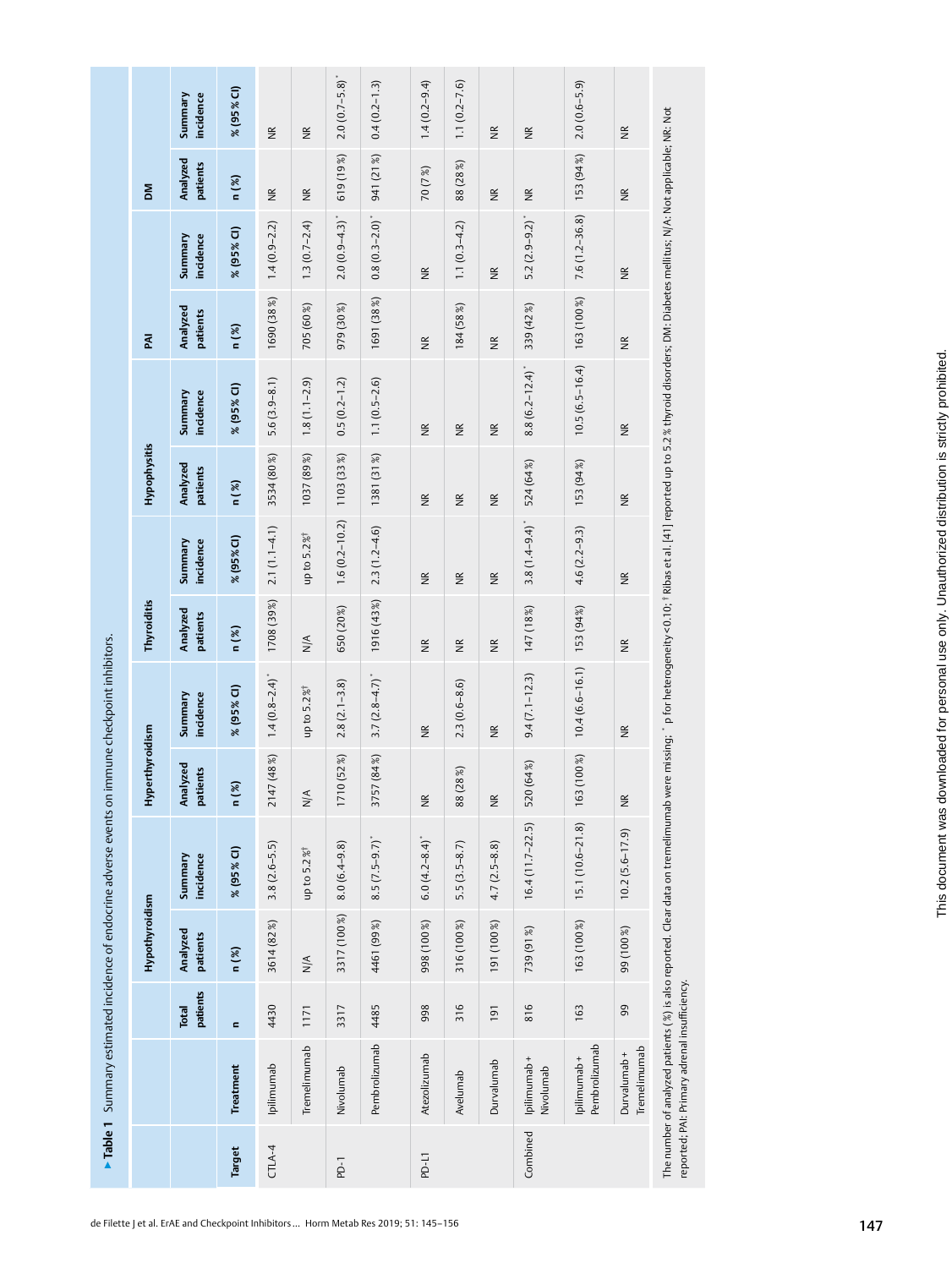**▶Table 1** Summary estimated incidence of endocrine adverse events on immune checkpoint inhibitors.

| | | | Hypothyroidism | | Hyperthyroidism | | Thyroiditis | | Hypophysitis | | PAI | | DM | |
|---|---|---|---|---|---|---|---|---|---|---|---|---|---|---|
| | | Total patients | Analyzed patients | Summary incidence | Analyzed patients | Summary incidence | Analyzed patients | Summary incidence | Analyzed patients | Summary incidence | Analyzed patients | Summary incidence | Analyzed patients | Summary incidence |
| Target | Treatment | n | n (%) | % (95% CI) | n (%) | % (95% CI) | n (%) | % (95% CI) | n (%) | % (95% CI) | n (%) | % (95% CI) | n (%) | % (95% CI) |
| CTLA-4 | Ipilimumab | 4430 | 3614 (82%) | 3.8 (2.6–5.5) | 2147 (48%) | 1.4 (0.8–2.4)* | 1708 (39%) | 2.1 (1.1–4.1) | 3534 (80%) | 5.6 (3.9–8.1) | 1690 (38%) | 1.4 (0.9–2.2) | NR | NR |
| | Tremelimumab | 1171 | N/A | up to 5.2%† | N/A | up to 5.2%† | N/A | up to 5.2%† | 1037 (89%) | 1.8 (1.1–2.9) | 705 (60%) | 1.3 (0.7–2.4) | NR | NR |
| PD-1 | Nivolumab | 3317 | 3317 (100%) | 8.0 (6.4–9.8) | 1710 (52%) | 2.8 (2.1–3.8) | 650 (20%) | 1.6 (0.2–10.2) | 1103 (33%) | 0.5 (0.2–1.2) | 979 (30%) | 2.0 (0.9–4.3)* | 619 (19%) | 2.0 (0.7–5.8)* |
| | Pembrolizumab | 4485 | 4461 (99%) | 8.5 (7.5–9.7)* | 3757 (84%) | 3.7 (2.8–4.7)* | 1916 (43%) | 2.3 (1.2–4.6) | 1381 (31%) | 1.1 (0.5–2.6) | 1691 (38%) | 0.8 (0.3–2.0)* | 941 (21%) | 0.4 (0.2–1.3) |
| PD-L1 | Atezolizumab | 998 | 998 (100%) | 6.0 (4.2–8.4)* | NR | NR | NR | NR | NR | NR | NR | NR | 70 (7%) | 1.4 (0.2–9.4) |
| | Avelumab | 316 | 316 (100%) | 5.5 (3.5–8.7) | 88 (28%) | 2.3 (0.6–8.6) | NR | NR | NR | NR | 184 (58%) | 1.1 (0.3–4.2) | 88 (28%) | 1.1 (0.2–7.6) |
| | Durvalumab | 191 | 191 (100%) | 4.7 (2.5–8.8) | NR | NR | NR | NR | NR | NR | NR | NR | NR | NR |
| Combined | Ipilimumab + Nivolumab | 816 | 739 (91%) | 16.4 (11.7–22.5) | 520 (64%) | 9.4 (7.1–12.3) | 147 (18%) | 3.8 (1.4–9.4)* | 524 (64%) | 8.8 (6.2–12.4)* | 339 (42%) | 5.2 (2.9–9.2)* | NR | NR |
| | Ipilimumab + Pembrolizumab | 163 | 163 (100%) | 15.1 (10.6–21.8) | 163 (100%) | 10.4 (6.6–16.1) | 153 (94%) | 4.6 (2.2–9.3) | 153 (94%) | 10.5 (6.5–16.4) | 163 (100%) | 7.6 (1.2–36.8) | 153 (94%) | 2.0 (0.6–5.9) |
| | Durvalumab + Tremelimumab | 99 | 99 (100%) | 10.2 (5.6–17.9) | NR | NR | NR | NR | NR | NR | NR | NR | NR | NR |

The number of analyzed patients (%) is also reported. Clear data on tremelimumab were missing; * p for heterogeneity <0.10; † Ribas et al. [41] reported up to 5.2% thyroid disorders; DM: Diabetes mellitus; N/A: Not applicable; NR: Not reported; PAI: Primary adrenal insufficiency.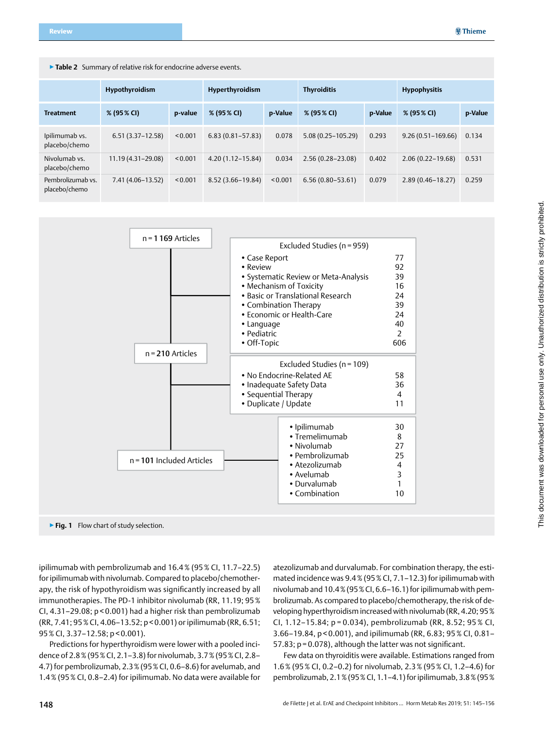**Table 2** Summary of relative risk for endocrine adverse events.

| | Hypothyroidism | | Hyperthyroidism | | Thyroiditis | | Hypophysitis | |
|---|---|---|---|---|---|---|---|---|
| **Treatment** | **% (95 % CI)** | **p-value** | **% (95 % CI)** | **p-Value** | **% (95 % CI)** | **p-Value** | **% (95 % CI)** | **p-Value** |
| Ipilimumab vs. placebo/chemo | 6.51 (3.37–12.58) | <0.001 | 6.83 (0.81–57.83) | 0.078 | 5.08 (0.25–105.29) | 0.293 | 9.26 (0.51–169.66) | 0.134 |
| Nivolumab vs. placebo/chemo | 11.19 (4.31–29.08) | <0.001 | 4.20 (1.12–15.84) | 0.034 | 2.56 (0.28–23.08) | 0.402 | 2.06 (0.22–19.68) | 0.531 |
| Pembrolizumab vs. placebo/chemo | 7.41 (4.06–13.52) | <0.001 | 8.52 (3.66–19.84) | <0.001 | 6.56 (0.80–53.61) | 0.079 | 2.89 (0.46–18.27) | 0.259 |

n = **1 169** Articles

Excluded Studies (n = 959)
- Case Report 77
- Review 92
- Systematic Review or Meta-Analysis 39
- Mechanism of Toxicity 16
- Basic or Translational Research 24
- Combination Therapy 39
- Economic or Health-Care 24
- Language 40
- Pediatric 2
- Off-Topic 606

n = **210** Articles

Excluded Studies (n = 109)
- No Endocrine-Related AE 58
- Inadequate Safety Data 36
- Sequential Therapy 4
- Duplicate / Update 11

n = **101** Included Articles
- Ipilimumab 30
- Tremelimumab 8
- Nivolumab 27
- Pembrolizumab 25
- Atezolizumab 4
- Avelumab 3
- Durvalumab 1
- Combination 10

**Fig. 1** Flow chart of study selection.

ipilimumab with pembrolizumab and 16.4 % (95 % CI, 11.7–22.5) for ipilimumab with nivolumab. Compared to placebo/chemotherapy, the risk of hypothyroidism was significantly increased by all immunotherapies. The PD-1 inhibitor nivolumab (RR, 11.19; 95 % CI, 4.31–29.08; p < 0.001) had a higher risk than pembrolizumab (RR, 7.41; 95 % CI, 4.06–13.52; p < 0.001) or ipilimumab (RR, 6.51; 95 % CI, 3.37–12.58; p < 0.001).

Predictions for hyperthyroidism were lower with a pooled incidence of 2.8 % (95 % CI, 2.1–3.8) for nivolumab, 3.7 % (95 % CI, 2.8–4.7) for pembrolizumab, 2.3 % (95 % CI, 0.6–8.6) for avelumab, and 1.4 % (95 % CI, 0.8–2.4) for ipilimumab. No data were available for atezolizumab and durvalumab. For combination therapy, the estimated incidence was 9.4 % (95 % CI, 7.1–12.3) for ipilimumab with nivolumab and 10.4 % (95 % CI, 6.6–16.1) for ipilimumab with pembrolizumab. As compared to placebo/chemotherapy, the risk of developing hyperthyroidism increased with nivolumab (RR, 4.20; 95 % CI, 1.12–15.84; p = 0.034), pembrolizumab (RR, 8.52; 95 % CI, 3.66–19.84, p < 0.001), and ipilimumab (RR, 6.83; 95 % CI, 0.81–57.83; p = 0.078), although the latter was not significant.

Few data on thyroiditis were available. Estimations ranged from 1.6 % (95 % CI, 0.2–0.2) for nivolumab, 2.3 % (95 % CI, 1.2–4.6) for pembrolizumab, 2.1 % (95 % CI, 1.1–4.1) for ipilimumab, 3.8 % (95 %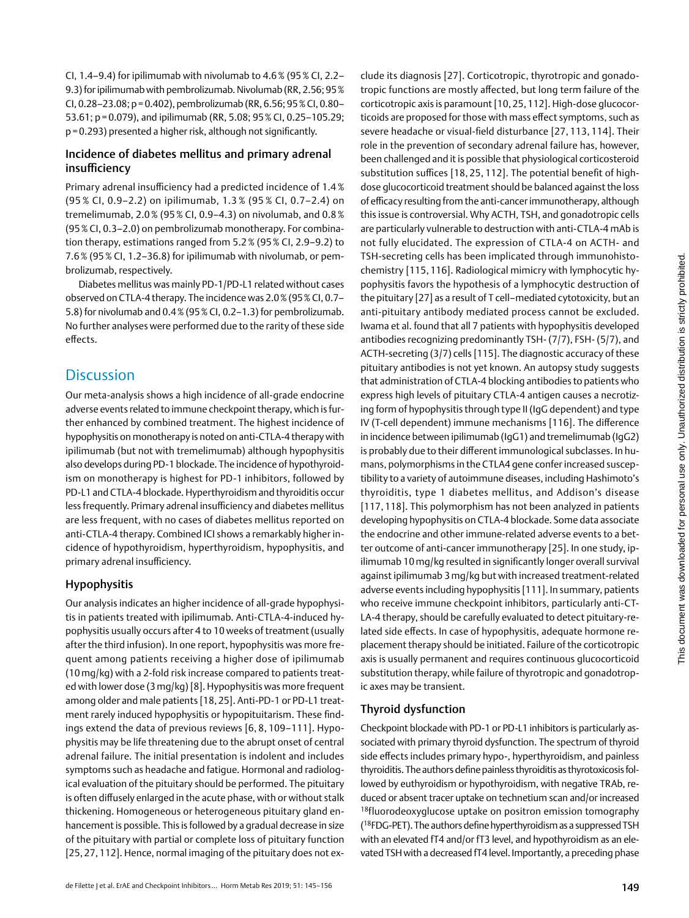CI, 1.4–9.4) for ipilimumab with nivolumab to 4.6 % (95 % CI, 2.2–9.3) for ipilimumab with pembrolizumab. Nivolumab (RR, 2.56; 95 % CI, 0.28–23.08; p = 0.402), pembrolizumab (RR, 6.56; 95 % CI, 0.80–53.61; p = 0.079), and ipilimumab (RR, 5.08; 95 % CI, 0.25–105.29; p = 0.293) presented a higher risk, although not significantly.

### Incidence of diabetes mellitus and primary adrenal insufficiency

Primary adrenal insufficiency had a predicted incidence of 1.4 % (95 % CI, 0.9–2.2) on ipilimumab, 1.3 % (95 % CI, 0.7–2.4) on tremelimumab, 2.0 % (95 % CI, 0.9–4.3) on nivolumab, and 0.8 % (95 % CI, 0.3–2.0) on pembrolizumab monotherapy. For combination therapy, estimations ranged from 5.2 % (95 % CI, 2.9–9.2) to 7.6 % (95 % CI, 1.2–36.8) for ipilimumab with nivolumab, or pembrolizumab, respectively.

Diabetes mellitus was mainly PD-1/PD-L1 related without cases observed on CTLA-4 therapy. The incidence was 2.0 % (95 % CI, 0.7–5.8) for nivolumab and 0.4 % (95 % CI, 0.2–1.3) for pembrolizumab. No further analyses were performed due to the rarity of these side effects.

## Discussion

Our meta-analysis shows a high incidence of all-grade endocrine adverse events related to immune checkpoint therapy, which is further enhanced by combined treatment. The highest incidence of hypophysitis on monotherapy is noted on anti-CTLA-4 therapy with ipilimumab (but not with tremelimumab) although hypophysitis also develops during PD-1 blockade. The incidence of hypothyroidism on monotherapy is highest for PD-1 inhibitors, followed by PD-L1 and CTLA-4 blockade. Hyperthyroidism and thyroiditis occur less frequently. Primary adrenal insufficiency and diabetes mellitus are less frequent, with no cases of diabetes mellitus reported on anti-CTLA-4 therapy. Combined ICI shows a remarkably higher incidence of hypothyroidism, hyperthyroidism, hypophysitis, and primary adrenal insufficiency.

### Hypophysitis

Our analysis indicates an higher incidence of all-grade hypophysitis in patients treated with ipilimumab. Anti-CTLA-4-induced hypophysitis usually occurs after 4 to 10 weeks of treatment (usually after the third infusion). In one report, hypophysitis was more frequent among patients receiving a higher dose of ipilimumab (10 mg/kg) with a 2-fold risk increase compared to patients treated with lower dose (3 mg/kg) [8]. Hypophysitis was more frequent among older and male patients [18, 25]. Anti-PD-1 or PD-L1 treatment rarely induced hypophysitis or hypopituitarism. These findings extend the data of previous reviews [6, 8, 109–111]. Hypophysitis may be life threatening due to the abrupt onset of central adrenal failure. The initial presentation is indolent and includes symptoms such as headache and fatigue. Hormonal and radiological evaluation of the pituitary should be performed. The pituitary is often diffusely enlarged in the acute phase, with or without stalk thickening. Homogeneous or heterogeneous pituitary gland enhancement is possible. This is followed by a gradual decrease in size of the pituitary with partial or complete loss of pituitary function [25, 27, 112]. Hence, normal imaging of the pituitary does not exclude its diagnosis [27]. Corticotropic, thyrotropic and gonadotropic functions are mostly affected, but long term failure of the corticotropic axis is paramount [10, 25, 112]. High-dose glucocorticoids are proposed for those with mass effect symptoms, such as severe headache or visual-field disturbance [27, 113, 114]. Their role in the prevention of secondary adrenal failure has, however, been challenged and it is possible that physiological corticosteroid substitution suffices [18, 25, 112]. The potential benefit of high-dose glucocorticoid treatment should be balanced against the loss of efficacy resulting from the anti-cancer immunotherapy, although this issue is controversial. Why ACTH, TSH, and gonadotropic cells are particularly vulnerable to destruction with anti-CTLA-4 mAb is not fully elucidated. The expression of CTLA-4 on ACTH- and TSH-secreting cells has been implicated through immunohistochemistry [115, 116]. Radiological mimicry with lymphocytic hypophysitis favors the hypothesis of a lymphocytic destruction of the pituitary [27] as a result of T cell–mediated cytotoxicity, but an anti-pituitary antibody mediated process cannot be excluded. Iwama et al. found that all 7 patients with hypophysitis developed antibodies recognizing predominantly TSH- (7/7), FSH- (5/7), and ACTH-secreting (3/7) cells [115]. The diagnostic accuracy of these pituitary antibodies is not yet known. An autopsy study suggests that administration of CTLA-4 blocking antibodies to patients who express high levels of pituitary CTLA-4 antigen causes a necrotizing form of hypophysitis through type II (IgG dependent) and type IV (T-cell dependent) immune mechanisms [116]. The difference in incidence between ipilimumab (IgG1) and tremelimumab (IgG2) is probably due to their different immunological subclasses. In humans, polymorphisms in the CTLA4 gene confer increased susceptibility to a variety of autoimmune diseases, including Hashimoto's thyroiditis, type 1 diabetes mellitus, and Addison's disease [117, 118]. This polymorphism has not been analyzed in patients developing hypophysitis on CTLA-4 blockade. Some data associate the endocrine and other immune-related adverse events to a better outcome of anti-cancer immunotherapy [25]. In one study, ipilimumab 10 mg/kg resulted in significantly longer overall survival against ipilimumab 3 mg/kg but with increased treatment-related adverse events including hypophysitis [111]. In summary, patients who receive immune checkpoint inhibitors, particularly anti-CTLA-4 therapy, should be carefully evaluated to detect pituitary-related side effects. In case of hypophysitis, adequate hormone replacement therapy should be initiated. Failure of the corticotropic axis is usually permanent and requires continuous glucocorticoid substitution therapy, while failure of thyrotropic and gonadotropic axes may be transient.

### Thyroid dysfunction

Checkpoint blockade with PD-1 or PD-L1 inhibitors is particularly associated with primary thyroid dysfunction. The spectrum of thyroid side effects includes primary hypo-, hyperthyroidism, and painless thyroiditis. The authors define painless thyroiditis as thyrotoxicosis followed by euthyroidism or hypothyroidism, with negative TRAb, reduced or absent tracer uptake on technetium scan and/or increased [18]fluorodeoxyglucose uptake on positron emission tomography ([18]FDG-PET). The authors define hyperthyroidism as a suppressed TSH with an elevated fT4 and/or fT3 level, and hypothyroidism as an elevated TSH with a decreased fT4 level. Importantly, a preceding phase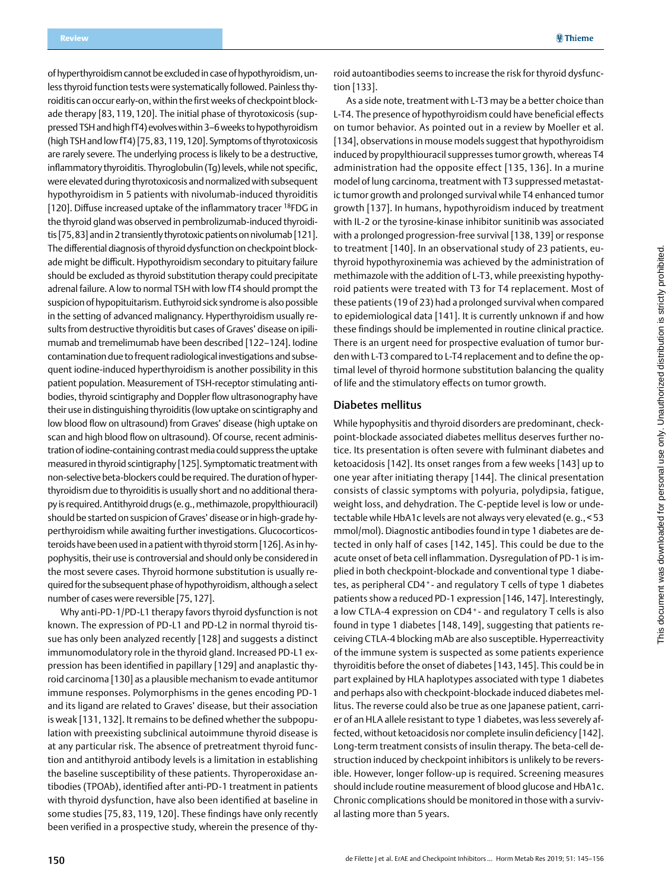of hyperthyroidism cannot be excluded in case of hypothyroidism, unless thyroid function tests were systematically followed. Painless thyroiditis can occur early-on, within the first weeks of checkpoint blockade therapy [83, 119, 120]. The initial phase of thyrotoxicosis (suppressed TSH and high fT4) evolves within 3–6 weeks to hypothyroidism (high TSH and low fT4) [75, 83, 119, 120]. Symptoms of thyrotoxicosis are rarely severe. The underlying process is likely to be a destructive, inflammatory thyroiditis. Thyroglobulin (Tg) levels, while not specific, were elevated during thyrotoxicosis and normalized with subsequent hypothyroidism in 5 patients with nivolumab-induced thyroiditis [120]. Diffuse increased uptake of the inflammatory tracer $^{18}$FDG in the thyroid gland was observed in pembrolizumab-induced thyroiditis [75, 83] and in 2 transiently thyrotoxic patients on nivolumab [121]. The differential diagnosis of thyroid dysfunction on checkpoint blockade might be difficult. Hypothyroidism secondary to pituitary failure should be excluded as thyroid substitution therapy could precipitate adrenal failure. A low to normal TSH with low fT4 should prompt the suspicion of hypopituitarism. Euthyroid sick syndrome is also possible in the setting of advanced malignancy. Hyperthyroidism usually results from destructive thyroiditis but cases of Graves' disease on ipilimumab and tremelimumab have been described [122–124]. Iodine contamination due to frequent radiological investigations and subsequent iodine-induced hyperthyroidism is another possibility in this patient population. Measurement of TSH-receptor stimulating antibodies, thyroid scintigraphy and Doppler flow ultrasonography have their use in distinguishing thyroiditis (low uptake on scintigraphy and low blood flow on ultrasound) from Graves' disease (high uptake on scan and high blood flow on ultrasound). Of course, recent administration of iodine-containing contrast media could suppress the uptake measured in thyroid scintigraphy [125]. Symptomatic treatment with non-selective beta-blockers could be required. The duration of hyperthyroidism due to thyroiditis is usually short and no additional therapy is required. Antithyroid drugs (e. g., methimazole, propylthiouracil) should be started on suspicion of Graves' disease or in high-grade hyperthyroidism while awaiting further investigations. Glucocorticosteroids have been used in a patient with thyroid storm [126]. As in hypophysitis, their use is controversial and should only be considered in the most severe cases. Thyroid hormone substitution is usually required for the subsequent phase of hypothyroidism, although a select number of cases were reversible [75, 127].

Why anti-PD-1/PD-L1 therapy favors thyroid dysfunction is not known. The expression of PD-L1 and PD-L2 in normal thyroid tissue has only been analyzed recently [128] and suggests a distinct immunomodulatory role in the thyroid gland. Increased PD-L1 expression has been identified in papillary [129] and anaplastic thyroid carcinoma [130] as a plausible mechanism to evade antitumor immune responses. Polymorphisms in the genes encoding PD-1 and its ligand are related to Graves' disease, but their association is weak [131, 132]. It remains to be defined whether the subpopulation with preexisting subclinical autoimmune thyroid disease is at any particular risk. The absence of pretreatment thyroid function and antithyroid antibody levels is a limitation in establishing the baseline susceptibility of these patients. Thyroperoxidase antibodies (TPOAb), identified after anti-PD-1 treatment in patients with thyroid dysfunction, have also been identified at baseline in some studies [75, 83, 119, 120]. These findings have only recently been verified in a prospective study, wherein the presence of thyroid autoantibodies seems to increase the risk for thyroid dysfunction [133].

As a side note, treatment with L-T3 may be a better choice than L-T4. The presence of hypothyroidism could have beneficial effects on tumor behavior. As pointed out in a review by Moeller et al. [134], observations in mouse models suggest that hypothyroidism induced by propylthiouracil suppresses tumor growth, whereas T4 administration had the opposite effect [135, 136]. In a murine model of lung carcinoma, treatment with T3 suppressed metastatic tumor growth and prolonged survival while T4 enhanced tumor growth [137]. In humans, hypothyroidism induced by treatment with IL-2 or the tyrosine-kinase inhibitor sunitinib was associated with a prolonged progression-free survival [138, 139] or response to treatment [140]. In an observational study of 23 patients, euthyroid hypothyroxinemia was achieved by the administration of methimazole with the addition of L-T3, while preexisting hypothyroid patients were treated with T3 for T4 replacement. Most of these patients (19 of 23) had a prolonged survival when compared to epidemiological data [141]. It is currently unknown if and how these findings should be implemented in routine clinical practice. There is an urgent need for prospective evaluation of tumor burden with L-T3 compared to L-T4 replacement and to define the optimal level of thyroid hormone substitution balancing the quality of life and the stimulatory effects on tumor growth.

## Diabetes mellitus

While hypophysitis and thyroid disorders are predominant, checkpoint-blockade associated diabetes mellitus deserves further notice. Its presentation is often severe with fulminant diabetes and ketoacidosis [142]. Its onset ranges from a few weeks [143] up to one year after initiating therapy [144]. The clinical presentation consists of classic symptoms with polyuria, polydipsia, fatigue, weight loss, and dehydration. The C-peptide level is low or undetectable while HbA1c levels are not always very elevated (e. g., < 53 mmol/mol). Diagnostic antibodies found in type 1 diabetes are detected in only half of cases [142, 145]. This could be due to the acute onset of beta cell inflammation. Dysregulation of PD-1 is implied in both checkpoint-blockade and conventional type 1 diabetes, as peripheral CD4$^+$- and regulatory T cells of type 1 diabetes patients show a reduced PD-1 expression [146, 147]. Interestingly, a low CTLA-4 expression on CD4$^+$- and regulatory T cells is also found in type 1 diabetes [148, 149], suggesting that patients receiving CTLA-4 blocking mAb are also susceptible. Hyperreactivity of the immune system is suspected as some patients experience thyroiditis before the onset of diabetes [143, 145]. This could be in part explained by HLA haplotypes associated with type 1 diabetes and perhaps also with checkpoint-blockade induced diabetes mellitus. The reverse could also be true as one Japanese patient, carrier of an HLA allele resistant to type 1 diabetes, was less severely affected, without ketoacidosis nor complete insulin deficiency [142]. Long-term treatment consists of insulin therapy. The beta-cell destruction induced by checkpoint inhibitors is unlikely to be reversible. However, longer follow-up is required. Screening measures should include routine measurement of blood glucose and HbA1c. Chronic complications should be monitored in those with a survival lasting more than 5 years.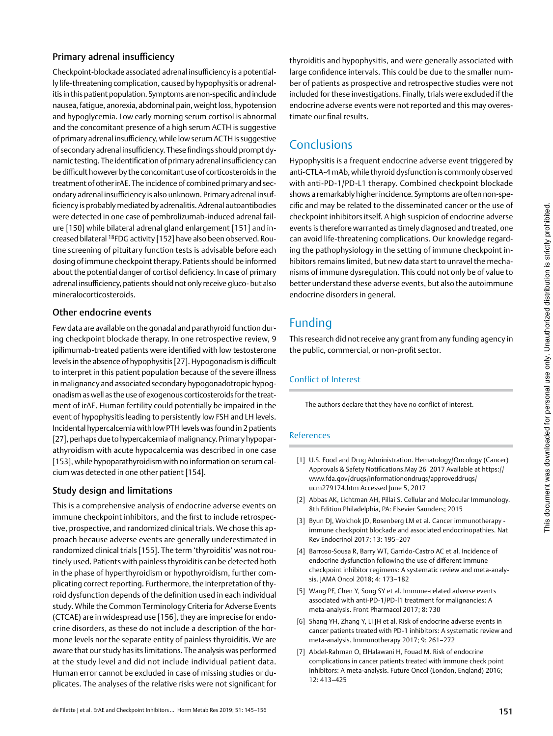### Primary adrenal insufficiency

Checkpoint-blockade associated adrenal insufficiency is a potentially life-threatening complication, caused by hypophysitis or adrenalitis in this patient population. Symptoms are non-specific and include nausea, fatigue, anorexia, abdominal pain, weight loss, hypotension and hypoglycemia. Low early morning serum cortisol is abnormal and the concomitant presence of a high serum ACTH is suggestive of primary adrenal insufficiency, while low serum ACTH is suggestive of secondary adrenal insufficiency. These findings should prompt dynamic testing. The identification of primary adrenal insufficiency can be difficult however by the concomitant use of corticosteroids in the treatment of other irAE. The incidence of combined primary and secondary adrenal insufficiency is also unknown. Primary adrenal insufficiency is probably mediated by adrenalitis. Adrenal autoantibodies were detected in one case of pembrolizumab-induced adrenal failure [150] while bilateral adrenal gland enlargement [151] and increased bilateral $^{18}$FDG activity [152] have also been observed. Routine screening of pituitary function tests is advisable before each dosing of immune checkpoint therapy. Patients should be informed about the potential danger of cortisol deficiency. In case of primary adrenal insufficiency, patients should not only receive gluco- but also mineralocorticosteroids.

### Other endocrine events

Few data are available on the gonadal and parathyroid function during checkpoint blockade therapy. In one retrospective review, 9 ipilimumab-treated patients were identified with low testosterone levels in the absence of hypophysitis [27]. Hypogonadism is difficult to interpret in this patient population because of the severe illness in malignancy and associated secondary hypogonadotropic hypogonadism as well as the use of exogenous corticosteroids for the treatment of irAE. Human fertility could potentially be impaired in the event of hypophysitis leading to persistently low FSH and LH levels. Incidental hypercalcemia with low PTH levels was found in 2 patients [27], perhaps due to hypercalcemia of malignancy. Primary hypoparathyroidism with acute hypocalcemia was described in one case [153], while hypoparathyroidism with no information on serum calcium was detected in one other patient [154].

### Study design and limitations

This is a comprehensive analysis of endocrine adverse events on immune checkpoint inhibitors, and the first to include retrospective, prospective, and randomized clinical trials. We chose this approach because adverse events are generally underestimated in randomized clinical trials [155]. The term 'thyroiditis' was not routinely used. Patients with painless thyroiditis can be detected both in the phase of hyperthyroidism or hypothyroidism, further complicating correct reporting. Furthermore, the interpretation of thyroid dysfunction depends of the definition used in each individual study. While the Common Terminology Criteria for Adverse Events (CTCAE) are in widespread use [156], they are imprecise for endocrine disorders, as these do not include a description of the hormone levels nor the separate entity of painless thyroiditis. We are aware that our study has its limitations. The analysis was performed at the study level and did not include individual patient data. Human error cannot be excluded in case of missing studies or duplicates. The analyses of the relative risks were not significant for thyroiditis and hypophysitis, and were generally associated with large confidence intervals. This could be due to the smaller number of patients as prospective and retrospective studies were not included for these investigations. Finally, trials were excluded if the endocrine adverse events were not reported and this may overestimate our final results.

## Conclusions

Hypophysitis is a frequent endocrine adverse event triggered by anti-CTLA-4 mAb, while thyroid dysfunction is commonly observed with anti-PD-1/PD-L1 therapy. Combined checkpoint blockade shows a remarkably higher incidence. Symptoms are often non-specific and may be related to the disseminated cancer or the use of checkpoint inhibitors itself. A high suspicion of endocrine adverse events is therefore warranted as timely diagnosed and treated, one can avoid life-threatening complications. Our knowledge regarding the pathophysiology in the setting of immune checkpoint inhibitors remains limited, but new data start to unravel the mechanisms of immune dysregulation. This could not only be of value to better understand these adverse events, but also the autoimmune endocrine disorders in general.

## Funding

This research did not receive any grant from any funding agency in the public, commercial, or non-profit sector.

### Conflict of Interest

The authors declare that they have no conflict of interest.

### References

[1] U.S. Food and Drug Administration. Hematology/Oncology (Cancer) Approvals & Safety Notifications.May 26 2017 Available at https://www.fda.gov/drugs/informationondrugs/approveddrugs/ucm279174.htm Accessed June 5, 2017

[2] Abbas AK, Lichtman AH, Pillai S. Cellular and Molecular Immunology. 8th Edition Philadelphia, PA: Elsevier Saunders; 2015

[3] Byun DJ, Wolchok JD, Rosenberg LM et al. Cancer immunotherapy - immune checkpoint blockade and associated endocrinopathies. Nat Rev Endocrinol 2017; 13: 195–207

[4] Barroso-Sousa R, Barry WT, Garrido-Castro AC et al. Incidence of endocrine dysfunction following the use of different immune checkpoint inhibitor regimens: A systematic review and meta-analysis. JAMA Oncol 2018; 4: 173–182

[5] Wang PF, Chen Y, Song SY et al. Immune-related adverse events associated with anti-PD-1/PD-l1 treatment for malignancies: A meta-analysis. Front Pharmacol 2017; 8: 730

[6] Shang YH, Zhang Y, Li JH et al. Risk of endocrine adverse events in cancer patients treated with PD-1 inhibitors: A systematic review and meta-analysis. Immunotherapy 2017; 9: 261–272

[7] Abdel-Rahman O, ElHalawani H, Fouad M. Risk of endocrine complications in cancer patients treated with immune check point inhibitors: A meta-analysis. Future Oncol (London, England) 2016; 12: 413–425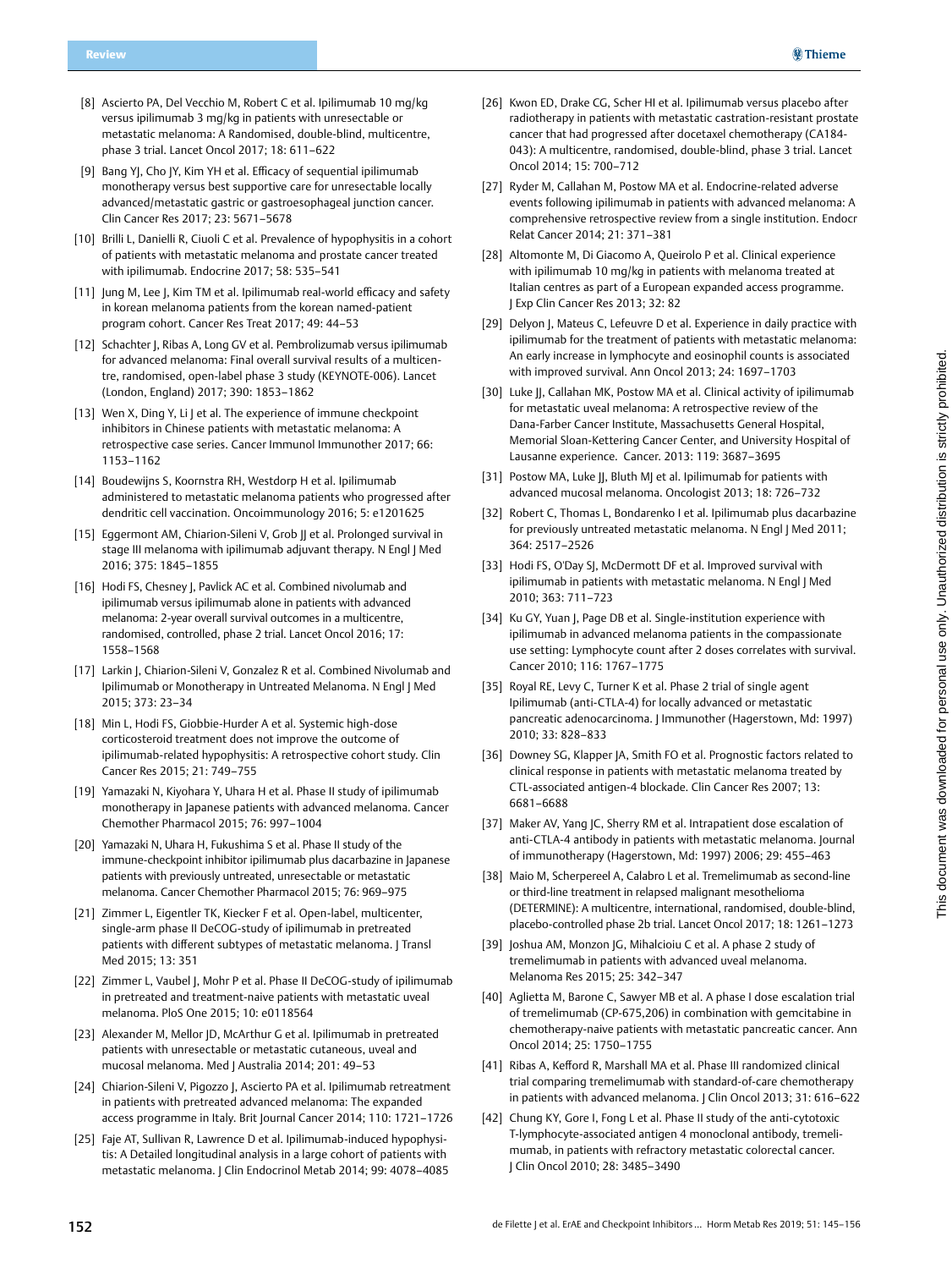[8] Ascierto PA, Del Vecchio M, Robert C et al. Ipilimumab 10 mg/kg versus ipilimumab 3 mg/kg in patients with unresectable or metastatic melanoma: A Randomised, double-blind, multicentre, phase 3 trial. Lancet Oncol 2017; 18: 611–622

[9] Bang YJ, Cho JY, Kim YH et al. Efficacy of sequential ipilimumab monotherapy versus best supportive care for unresectable locally advanced/metastatic gastric or gastroesophageal junction cancer. Clin Cancer Res 2017; 23: 5671–5678

[10] Brilli L, Danielli R, Ciuoli C et al. Prevalence of hypophysitis in a cohort of patients with metastatic melanoma and prostate cancer treated with ipilimumab. Endocrine 2017; 58: 535–541

[11] Jung M, Lee J, Kim TM et al. Ipilimumab real-world efficacy and safety in korean melanoma patients from the korean named-patient program cohort. Cancer Res Treat 2017; 49: 44–53

[12] Schachter J, Ribas A, Long GV et al. Pembrolizumab versus ipilimumab for advanced melanoma: Final overall survival results of a multicentre, randomised, open-label phase 3 study (KEYNOTE-006). Lancet (London, England) 2017; 390: 1853–1862

[13] Wen X, Ding Y, Li J et al. The experience of immune checkpoint inhibitors in Chinese patients with metastatic melanoma: A retrospective case series. Cancer Immunol Immunother 2017; 66: 1153–1162

[14] Boudewijns S, Koornstra RH, Westdorp H et al. Ipilimumab administered to metastatic melanoma patients who progressed after dendritic cell vaccination. Oncoimmunology 2016; 5: e1201625

[15] Eggermont AM, Chiarion-Sileni V, Grob JJ et al. Prolonged survival in stage III melanoma with ipilimumab adjuvant therapy. N Engl J Med 2016; 375: 1845–1855

[16] Hodi FS, Chesney J, Pavlick AC et al. Combined nivolumab and ipilimumab versus ipilimumab alone in patients with advanced melanoma: 2-year overall survival outcomes in a multicentre, randomised, controlled, phase 2 trial. Lancet Oncol 2016; 17: 1558–1568

[17] Larkin J, Chiarion-Sileni V, Gonzalez R et al. Combined Nivolumab and Ipilimumab or Monotherapy in Untreated Melanoma. N Engl J Med 2015; 373: 23–34

[18] Min L, Hodi FS, Giobbie-Hurder A et al. Systemic high-dose corticosteroid treatment does not improve the outcome of ipilimumab-related hypophysitis: A retrospective cohort study. Clin Cancer Res 2015; 21: 749–755

[19] Yamazaki N, Kiyohara Y, Uhara H et al. Phase II study of ipilimumab monotherapy in Japanese patients with advanced melanoma. Cancer Chemother Pharmacol 2015; 76: 997–1004

[20] Yamazaki N, Uhara H, Fukushima S et al. Phase II study of the immune-checkpoint inhibitor ipilimumab plus dacarbazine in Japanese patients with previously untreated, unresectable or metastatic melanoma. Cancer Chemother Pharmacol 2015; 76: 969–975

[21] Zimmer L, Eigentler TK, Kiecker F et al. Open-label, multicenter, single-arm phase II DeCOG-study of ipilimumab in pretreated patients with different subtypes of metastatic melanoma. J Transl Med 2015; 13: 351

[22] Zimmer L, Vaubel J, Mohr P et al. Phase II DeCOG-study of ipilimumab in pretreated and treatment-naive patients with metastatic uveal melanoma. PloS One 2015; 10: e0118564

[23] Alexander M, Mellor JD, McArthur G et al. Ipilimumab in pretreated patients with unresectable or metastatic cutaneous, uveal and mucosal melanoma. Med J Australia 2014; 201: 49–53

[24] Chiarion-Sileni V, Pigozzo J, Ascierto PA et al. Ipilimumab retreatment in patients with pretreated advanced melanoma: The expanded access programme in Italy. Brit Journal Cancer 2014; 110: 1721–1726

[25] Faje AT, Sullivan R, Lawrence D et al. Ipilimumab-induced hypophysitis: A Detailed longitudinal analysis in a large cohort of patients with metastatic melanoma. J Clin Endocrinol Metab 2014; 99: 4078–4085

[26] Kwon ED, Drake CG, Scher HI et al. Ipilimumab versus placebo after radiotherapy in patients with metastatic castration-resistant prostate cancer that had progressed after docetaxel chemotherapy (CA184-043): A multicentre, randomised, double-blind, phase 3 trial. Lancet Oncol 2014; 15: 700–712

[27] Ryder M, Callahan M, Postow MA et al. Endocrine-related adverse events following ipilimumab in patients with advanced melanoma: A comprehensive retrospective review from a single institution. Endocr Relat Cancer 2014; 21: 371–381

[28] Altomonte M, Di Giacomo A, Queirolo P et al. Clinical experience with ipilimumab 10 mg/kg in patients with melanoma treated at Italian centres as part of a European expanded access programme. J Exp Clin Cancer Res 2013; 32: 82

[29] Delyon J, Mateus C, Lefeuvre D et al. Experience in daily practice with ipilimumab for the treatment of patients with metastatic melanoma: An early increase in lymphocyte and eosinophil counts is associated with improved survival. Ann Oncol 2013; 24: 1697–1703

[30] Luke JJ, Callahan MK, Postow MA et al. Clinical activity of ipilimumab for metastatic uveal melanoma: A retrospective review of the Dana-Farber Cancer Institute, Massachusetts General Hospital, Memorial Sloan-Kettering Cancer Center, and University Hospital of Lausanne experience. Cancer. 2013: 119: 3687–3695

[31] Postow MA, Luke JJ, Bluth MJ et al. Ipilimumab for patients with advanced mucosal melanoma. Oncologist 2013; 18: 726–732

[32] Robert C, Thomas L, Bondarenko I et al. Ipilimumab plus dacarbazine for previously untreated metastatic melanoma. N Engl J Med 2011; 364: 2517–2526

[33] Hodi FS, O'Day SJ, McDermott DF et al. Improved survival with ipilimumab in patients with metastatic melanoma. N Engl J Med 2010; 363: 711–723

[34] Ku GY, Yuan J, Page DB et al. Single-institution experience with ipilimumab in advanced melanoma patients in the compassionate use setting: Lymphocyte count after 2 doses correlates with survival. Cancer 2010; 116: 1767–1775

[35] Royal RE, Levy C, Turner K et al. Phase 2 trial of single agent Ipilimumab (anti-CTLA-4) for locally advanced or metastatic pancreatic adenocarcinoma. J Immunother (Hagerstown, Md: 1997) 2010; 33: 828–833

[36] Downey SG, Klapper JA, Smith FO et al. Prognostic factors related to clinical response in patients with metastatic melanoma treated by CTL-associated antigen-4 blockade. Clin Cancer Res 2007; 13: 6681–6688

[37] Maker AV, Yang JC, Sherry RM et al. Intrapatient dose escalation of anti-CTLA-4 antibody in patients with metastatic melanoma. Journal of immunotherapy (Hagerstown, Md: 1997) 2006; 29: 455–463

[38] Maio M, Scherpereel A, Calabro L et al. Tremelimumab as second-line or third-line treatment in relapsed malignant mesothelioma (DETERMINE): A multicentre, international, randomised, double-blind, placebo-controlled phase 2b trial. Lancet Oncol 2017; 18: 1261–1273

[39] Joshua AM, Monzon JG, Mihalcioiu C et al. A phase 2 study of tremelimumab in patients with advanced uveal melanoma. Melanoma Res 2015; 25: 342–347

[40] Aglietta M, Barone C, Sawyer MB et al. A phase I dose escalation trial of tremelimumab (CP-675,206) in combination with gemcitabine in chemotherapy-naive patients with metastatic pancreatic cancer. Ann Oncol 2014; 25: 1750–1755

[41] Ribas A, Kefford R, Marshall MA et al. Phase III randomized clinical trial comparing tremelimumab with standard-of-care chemotherapy in patients with advanced melanoma. J Clin Oncol 2013; 31: 616–622

[42] Chung KY, Gore I, Fong L et al. Phase II study of the anti-cytotoxic T-lymphocyte-associated antigen 4 monoclonal antibody, tremelimumab, in patients with refractory metastatic colorectal cancer. J Clin Oncol 2010; 28: 3485–3490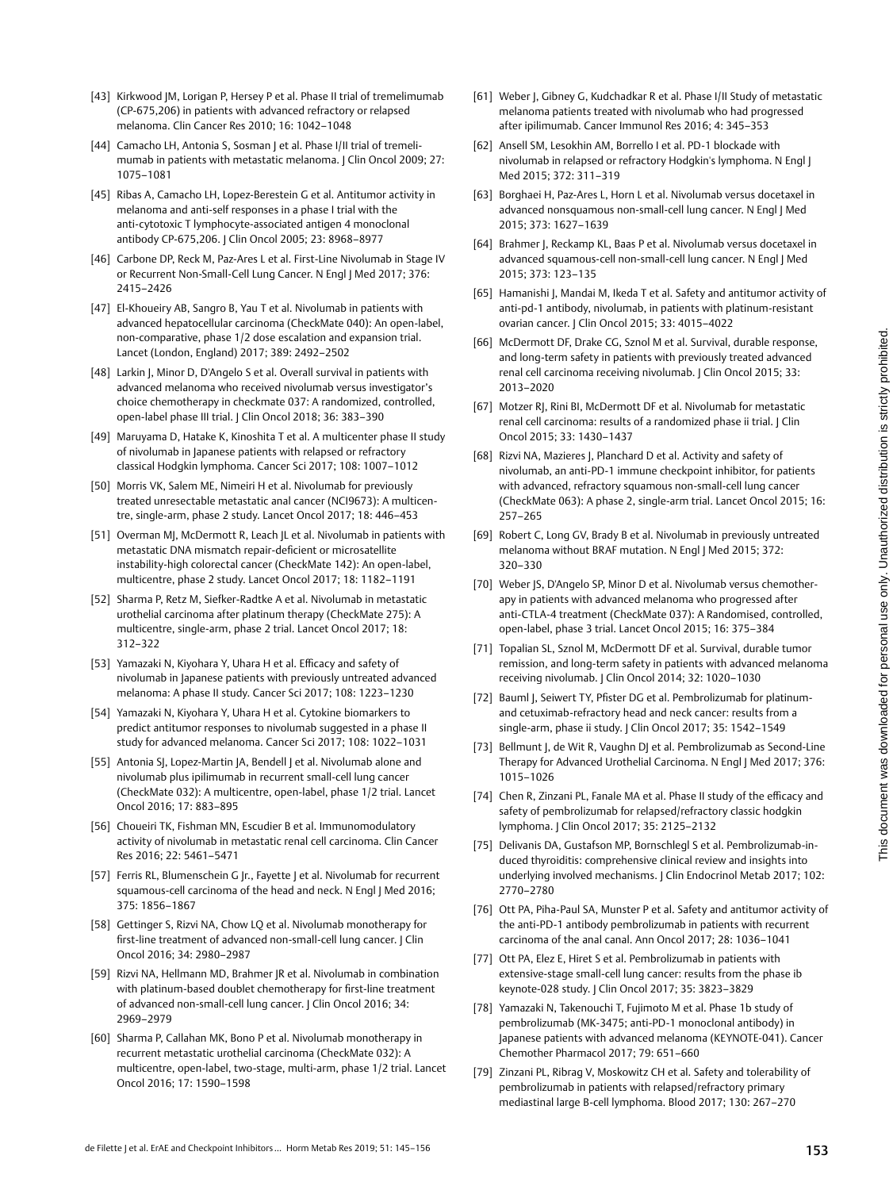[43] Kirkwood JM, Lorigan P, Hersey P et al. Phase II trial of tremelimumab (CP-675,206) in patients with advanced refractory or relapsed melanoma. Clin Cancer Res 2010; 16: 1042–1048

[44] Camacho LH, Antonia S, Sosman J et al. Phase I/II trial of tremelimumab in patients with metastatic melanoma. J Clin Oncol 2009; 27: 1075–1081

[45] Ribas A, Camacho LH, Lopez-Berestein G et al. Antitumor activity in melanoma and anti-self responses in a phase I trial with the anti-cytotoxic T lymphocyte-associated antigen 4 monoclonal antibody CP-675,206. J Clin Oncol 2005; 23: 8968–8977

[46] Carbone DP, Reck M, Paz-Ares L et al. First-Line Nivolumab in Stage IV or Recurrent Non-Small-Cell Lung Cancer. N Engl J Med 2017; 376: 2415–2426

[47] El-Khoueiry AB, Sangro B, Yau T et al. Nivolumab in patients with advanced hepatocellular carcinoma (CheckMate 040): An open-label, non-comparative, phase 1/2 dose escalation and expansion trial. Lancet (London, England) 2017; 389: 2492–2502

[48] Larkin J, Minor D, D'Angelo S et al. Overall survival in patients with advanced melanoma who received nivolumab versus investigator's choice chemotherapy in checkmate 037: A randomized, controlled, open-label phase III trial. J Clin Oncol 2018; 36: 383–390

[49] Maruyama D, Hatake K, Kinoshita T et al. A multicenter phase II study of nivolumab in Japanese patients with relapsed or refractory classical Hodgkin lymphoma. Cancer Sci 2017; 108: 1007–1012

[50] Morris VK, Salem ME, Nimeiri H et al. Nivolumab for previously treated unresectable metastatic anal cancer (NCI9673): A multicentre, single-arm, phase 2 study. Lancet Oncol 2017; 18: 446–453

[51] Overman MJ, McDermott R, Leach JL et al. Nivolumab in patients with metastatic DNA mismatch repair-deficient or microsatellite instability-high colorectal cancer (CheckMate 142): An open-label, multicentre, phase 2 study. Lancet Oncol 2017; 18: 1182–1191

[52] Sharma P, Retz M, Siefker-Radtke A et al. Nivolumab in metastatic urothelial carcinoma after platinum therapy (CheckMate 275): A multicentre, single-arm, phase 2 trial. Lancet Oncol 2017; 18: 312–322

[53] Yamazaki N, Kiyohara Y, Uhara H et al. Efficacy and safety of nivolumab in Japanese patients with previously untreated advanced melanoma: A phase II study. Cancer Sci 2017; 108: 1223–1230

[54] Yamazaki N, Kiyohara Y, Uhara H et al. Cytokine biomarkers to predict antitumor responses to nivolumab suggested in a phase II study for advanced melanoma. Cancer Sci 2017; 108: 1022–1031

[55] Antonia SJ, Lopez-Martin JA, Bendell J et al. Nivolumab alone and nivolumab plus ipilimumab in recurrent small-cell lung cancer (CheckMate 032): A multicentre, open-label, phase 1/2 trial. Lancet Oncol 2016; 17: 883–895

[56] Choueiri TK, Fishman MN, Escudier B et al. Immunomodulatory activity of nivolumab in metastatic renal cell carcinoma. Clin Cancer Res 2016; 22: 5461–5471

[57] Ferris RL, Blumenschein G Jr., Fayette J et al. Nivolumab for recurrent squamous-cell carcinoma of the head and neck. N Engl J Med 2016; 375: 1856–1867

[58] Gettinger S, Rizvi NA, Chow LQ et al. Nivolumab monotherapy for first-line treatment of advanced non-small-cell lung cancer. J Clin Oncol 2016; 34: 2980–2987

[59] Rizvi NA, Hellmann MD, Brahmer JR et al. Nivolumab in combination with platinum-based doublet chemotherapy for first-line treatment of advanced non-small-cell lung cancer. J Clin Oncol 2016; 34: 2969–2979

[60] Sharma P, Callahan MK, Bono P et al. Nivolumab monotherapy in recurrent metastatic urothelial carcinoma (CheckMate 032): A multicentre, open-label, two-stage, multi-arm, phase 1/2 trial. Lancet Oncol 2016; 17: 1590–1598

[61] Weber J, Gibney G, Kudchadkar R et al. Phase I/II Study of metastatic melanoma patients treated with nivolumab who had progressed after ipilimumab. Cancer Immunol Res 2016; 4: 345–353

[62] Ansell SM, Lesokhin AM, Borrello I et al. PD-1 blockade with nivolumab in relapsed or refractory Hodgkin's lymphoma. N Engl J Med 2015; 372: 311–319

[63] Borghaei H, Paz-Ares L, Horn L et al. Nivolumab versus docetaxel in advanced nonsquamous non-small-cell lung cancer. N Engl J Med 2015; 373: 1627–1639

[64] Brahmer J, Reckamp KL, Baas P et al. Nivolumab versus docetaxel in advanced squamous-cell non-small-cell lung cancer. N Engl J Med 2015; 373: 123–135

[65] Hamanishi J, Mandai M, Ikeda T et al. Safety and antitumor activity of anti-pd-1 antibody, nivolumab, in patients with platinum-resistant ovarian cancer. J Clin Oncol 2015; 33: 4015–4022

[66] McDermott DF, Drake CG, Sznol M et al. Survival, durable response, and long-term safety in patients with previously treated advanced renal cell carcinoma receiving nivolumab. J Clin Oncol 2015; 33: 2013–2020

[67] Motzer RJ, Rini BI, McDermott DF et al. Nivolumab for metastatic renal cell carcinoma: results of a randomized phase ii trial. J Clin Oncol 2015; 33: 1430–1437

[68] Rizvi NA, Mazieres J, Planchard D et al. Activity and safety of nivolumab, an anti-PD-1 immune checkpoint inhibitor, for patients with advanced, refractory squamous non-small-cell lung cancer (CheckMate 063): A phase 2, single-arm trial. Lancet Oncol 2015; 16: 257–265

[69] Robert C, Long GV, Brady B et al. Nivolumab in previously untreated melanoma without BRAF mutation. N Engl J Med 2015; 372: 320–330

[70] Weber JS, D'Angelo SP, Minor D et al. Nivolumab versus chemotherapy in patients with advanced melanoma who progressed after anti-CTLA-4 treatment (CheckMate 037): A Randomised, controlled, open-label, phase 3 trial. Lancet Oncol 2015; 16: 375–384

[71] Topalian SL, Sznol M, McDermott DF et al. Survival, durable tumor remission, and long-term safety in patients with advanced melanoma receiving nivolumab. J Clin Oncol 2014; 32: 1020–1030

[72] Bauml J, Seiwert TY, Pfister DG et al. Pembrolizumab for platinum- and cetuximab-refractory head and neck cancer: results from a single-arm, phase ii study. J Clin Oncol 2017; 35: 1542–1549

[73] Bellmunt J, de Wit R, Vaughn DJ et al. Pembrolizumab as Second-Line Therapy for Advanced Urothelial Carcinoma. N Engl J Med 2017; 376: 1015–1026

[74] Chen R, Zinzani PL, Fanale MA et al. Phase II study of the efficacy and safety of pembrolizumab for relapsed/refractory classic hodgkin lymphoma. J Clin Oncol 2017; 35: 2125–2132

[75] Delivanis DA, Gustafson MP, Bornschlegl S et al. Pembrolizumab-induced thyroiditis: comprehensive clinical review and insights into underlying involved mechanisms. J Clin Endocrinol Metab 2017; 102: 2770–2780

[76] Ott PA, Piha-Paul SA, Munster P et al. Safety and antitumor activity of the anti-PD-1 antibody pembrolizumab in patients with recurrent carcinoma of the anal canal. Ann Oncol 2017; 28: 1036–1041

[77] Ott PA, Elez E, Hiret S et al. Pembrolizumab in patients with extensive-stage small-cell lung cancer: results from the phase ib keynote-028 study. J Clin Oncol 2017; 35: 3823–3829

[78] Yamazaki N, Takenouchi T, Fujimoto M et al. Phase 1b study of pembrolizumab (MK-3475; anti-PD-1 monoclonal antibody) in Japanese patients with advanced melanoma (KEYNOTE-041). Cancer Chemother Pharmacol 2017; 79: 651–660

[79] Zinzani PL, Ribrag V, Moskowitz CH et al. Safety and tolerability of pembrolizumab in patients with relapsed/refractory primary mediastinal large B-cell lymphoma. Blood 2017; 130: 267–270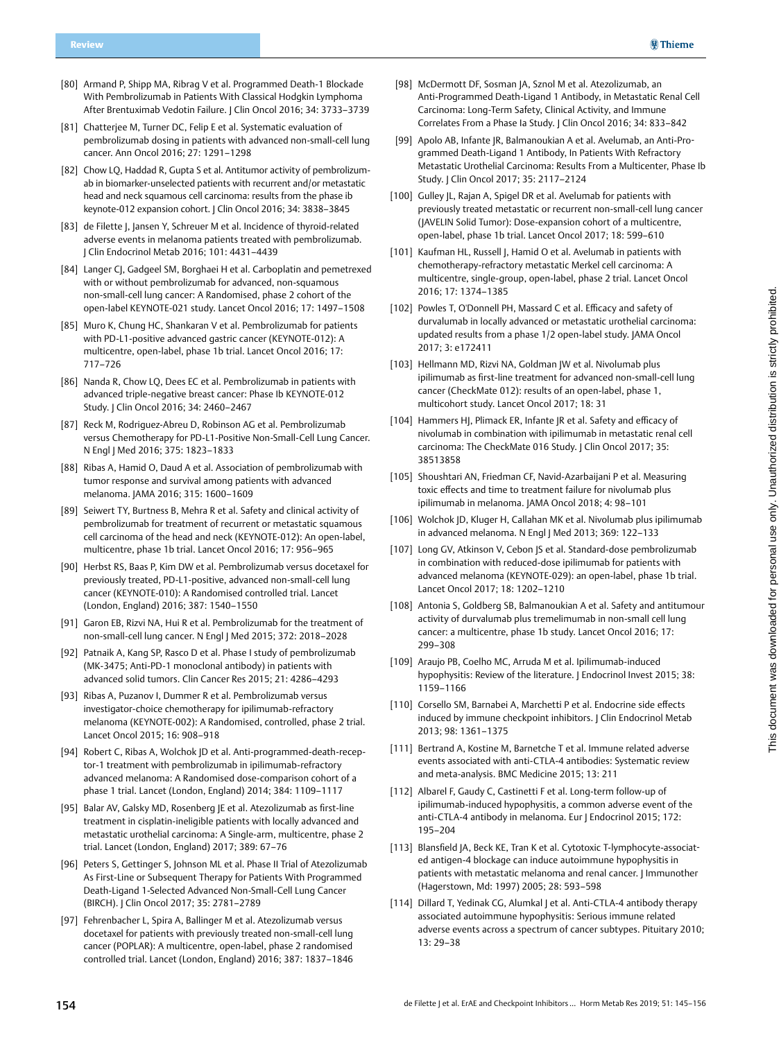[80] Armand P, Shipp MA, Ribrag V et al. Programmed Death-1 Blockade With Pembrolizumab in Patients With Classical Hodgkin Lymphoma After Brentuximab Vedotin Failure. J Clin Oncol 2016; 34: 3733–3739

[81] Chatterjee M, Turner DC, Felip E et al. Systematic evaluation of pembrolizumab dosing in patients with advanced non-small-cell lung cancer. Ann Oncol 2016; 27: 1291–1298

[82] Chow LQ, Haddad R, Gupta S et al. Antitumor activity of pembrolizumab in biomarker-unselected patients with recurrent and/or metastatic head and neck squamous cell carcinoma: results from the phase ib keynote-012 expansion cohort. J Clin Oncol 2016; 34: 3838–3845

[83] de Filette J, Jansen Y, Schreuer M et al. Incidence of thyroid-related adverse events in melanoma patients treated with pembrolizumab. J Clin Endocrinol Metab 2016; 101: 4431–4439

[84] Langer CJ, Gadgeel SM, Borghaei H et al. Carboplatin and pemetrexed with or without pembrolizumab for advanced, non-squamous non-small-cell lung cancer: A Randomised, phase 2 cohort of the open-label KEYNOTE-021 study. Lancet Oncol 2016; 17: 1497–1508

[85] Muro K, Chung HC, Shankaran V et al. Pembrolizumab for patients with PD-L1-positive advanced gastric cancer (KEYNOTE-012): A multicentre, open-label, phase 1b trial. Lancet Oncol 2016; 17: 717–726

[86] Nanda R, Chow LQ, Dees EC et al. Pembrolizumab in patients with advanced triple-negative breast cancer: Phase Ib KEYNOTE-012 Study. J Clin Oncol 2016; 34: 2460–2467

[87] Reck M, Rodriguez-Abreu D, Robinson AG et al. Pembrolizumab versus Chemotherapy for PD-L1-Positive Non-Small-Cell Lung Cancer. N Engl J Med 2016; 375: 1823–1833

[88] Ribas A, Hamid O, Daud A et al. Association of pembrolizumab with tumor response and survival among patients with advanced melanoma. JAMA 2016; 315: 1600–1609

[89] Seiwert TY, Burtness B, Mehra R et al. Safety and clinical activity of pembrolizumab for treatment of recurrent or metastatic squamous cell carcinoma of the head and neck (KEYNOTE-012): An open-label, multicentre, phase 1b trial. Lancet Oncol 2016; 17: 956–965

[90] Herbst RS, Baas P, Kim DW et al. Pembrolizumab versus docetaxel for previously treated, PD-L1-positive, advanced non-small-cell lung cancer (KEYNOTE-010): A Randomised controlled trial. Lancet (London, England) 2016; 387: 1540–1550

[91] Garon EB, Rizvi NA, Hui R et al. Pembrolizumab for the treatment of non-small-cell lung cancer. N Engl J Med 2015; 372: 2018–2028

[92] Patnaik A, Kang SP, Rasco D et al. Phase I study of pembrolizumab (MK-3475; Anti-PD-1 monoclonal antibody) in patients with advanced solid tumors. Clin Cancer Res 2015; 21: 4286–4293

[93] Ribas A, Puzanov I, Dummer R et al. Pembrolizumab versus investigator-choice chemotherapy for ipilimumab-refractory melanoma (KEYNOTE-002): A Randomised, controlled, phase 2 trial. Lancet Oncol 2015; 16: 908–918

[94] Robert C, Ribas A, Wolchok JD et al. Anti-programmed-death-receptor-1 treatment with pembrolizumab in ipilimumab-refractory advanced melanoma: A Randomised dose-comparison cohort of a phase 1 trial. Lancet (London, England) 2014; 384: 1109–1117

[95] Balar AV, Galsky MD, Rosenberg JE et al. Atezolizumab as first-line treatment in cisplatin-ineligible patients with locally advanced and metastatic urothelial carcinoma: A Single-arm, multicentre, phase 2 trial. Lancet (London, England) 2017; 389: 67–76

[96] Peters S, Gettinger S, Johnson ML et al. Phase II Trial of Atezolizumab As First-Line or Subsequent Therapy for Patients With Programmed Death-Ligand 1-Selected Advanced Non-Small-Cell Lung Cancer (BIRCH). J Clin Oncol 2017; 35: 2781–2789

[97] Fehrenbacher L, Spira A, Ballinger M et al. Atezolizumab versus docetaxel for patients with previously treated non-small-cell lung cancer (POPLAR): A multicentre, open-label, phase 2 randomised controlled trial. Lancet (London, England) 2016; 387: 1837–1846

[98] McDermott DF, Sosman JA, Sznol M et al. Atezolizumab, an Anti-Programmed Death-Ligand 1 Antibody, in Metastatic Renal Cell Carcinoma: Long-Term Safety, Clinical Activity, and Immune Correlates From a Phase Ia Study. J Clin Oncol 2016; 34: 833–842

[99] Apolo AB, Infante JR, Balmanoukian A et al. Avelumab, an Anti-Programmed Death-Ligand 1 Antibody, In Patients With Refractory Metastatic Urothelial Carcinoma: Results From a Multicenter, Phase Ib Study. J Clin Oncol 2017; 35: 2117–2124

[100] Gulley JL, Rajan A, Spigel DR et al. Avelumab for patients with previously treated metastatic or recurrent non-small-cell lung cancer (JAVELIN Solid Tumor): Dose-expansion cohort of a multicentre, open-label, phase 1b trial. Lancet Oncol 2017; 18: 599–610

[101] Kaufman HL, Russell J, Hamid O et al. Avelumab in patients with chemotherapy-refractory metastatic Merkel cell carcinoma: A multicentre, single-group, open-label, phase 2 trial. Lancet Oncol 2016; 17: 1374–1385

[102] Powles T, O'Donnell PH, Massard C et al. Efficacy and safety of durvalumab in locally advanced or metastatic urothelial carcinoma: updated results from a phase 1/2 open-label study. JAMA Oncol 2017; 3: e172411

[103] Hellmann MD, Rizvi NA, Goldman JW et al. Nivolumab plus ipilimumab as first-line treatment for advanced non-small-cell lung cancer (CheckMate 012): results of an open-label, phase 1, multicohort study. Lancet Oncol 2017; 18: 31

[104] Hammers HJ, Plimack ER, Infante JR et al. Safety and efficacy of nivolumab in combination with ipilimumab in metastatic renal cell carcinoma: The CheckMate 016 Study. J Clin Oncol 2017; 35: 38513858

[105] Shoushtari AN, Friedman CF, Navid-Azarbaijani P et al. Measuring toxic effects and time to treatment failure for nivolumab plus ipilimumab in melanoma. JAMA Oncol 2018; 4: 98–101

[106] Wolchok JD, Kluger H, Callahan MK et al. Nivolumab plus ipilimumab in advanced melanoma. N Engl J Med 2013; 369: 122–133

[107] Long GV, Atkinson V, Cebon JS et al. Standard-dose pembrolizumab in combination with reduced-dose ipilimumab for patients with advanced melanoma (KEYNOTE-029): an open-label, phase 1b trial. Lancet Oncol 2017; 18: 1202–1210

[108] Antonia S, Goldberg SB, Balmanoukian A et al. Safety and antitumour activity of durvalumab plus tremelimumab in non-small cell lung cancer: a multicentre, phase 1b study. Lancet Oncol 2016; 17: 299–308

[109] Araujo PB, Coelho MC, Arruda M et al. Ipilimumab-induced hypophysitis: Review of the literature. J Endocrinol Invest 2015; 38: 1159–1166

[110] Corsello SM, Barnabei A, Marchetti P et al. Endocrine side effects induced by immune checkpoint inhibitors. J Clin Endocrinol Metab 2013; 98: 1361–1375

[111] Bertrand A, Kostine M, Barnetche T et al. Immune related adverse events associated with anti-CTLA-4 antibodies: Systematic review and meta-analysis. BMC Medicine 2015; 13: 211

[112] Albarel F, Gaudy C, Castinetti F et al. Long-term follow-up of ipilimumab-induced hypophysitis, a common adverse event of the anti-CTLA-4 antibody in melanoma. Eur J Endocrinol 2015; 172: 195–204

[113] Blansfield JA, Beck KE, Tran K et al. Cytotoxic T-lymphocyte-associated antigen-4 blockage can induce autoimmune hypophysitis in patients with metastatic melanoma and renal cancer. J Immunother (Hagerstown, Md: 1997) 2005; 28: 593–598

[114] Dillard T, Yedinak CG, Alumkal J et al. Anti-CTLA-4 antibody therapy associated autoimmune hypophysitis: Serious immune related adverse events across a spectrum of cancer subtypes. Pituitary 2010; 13: 29–38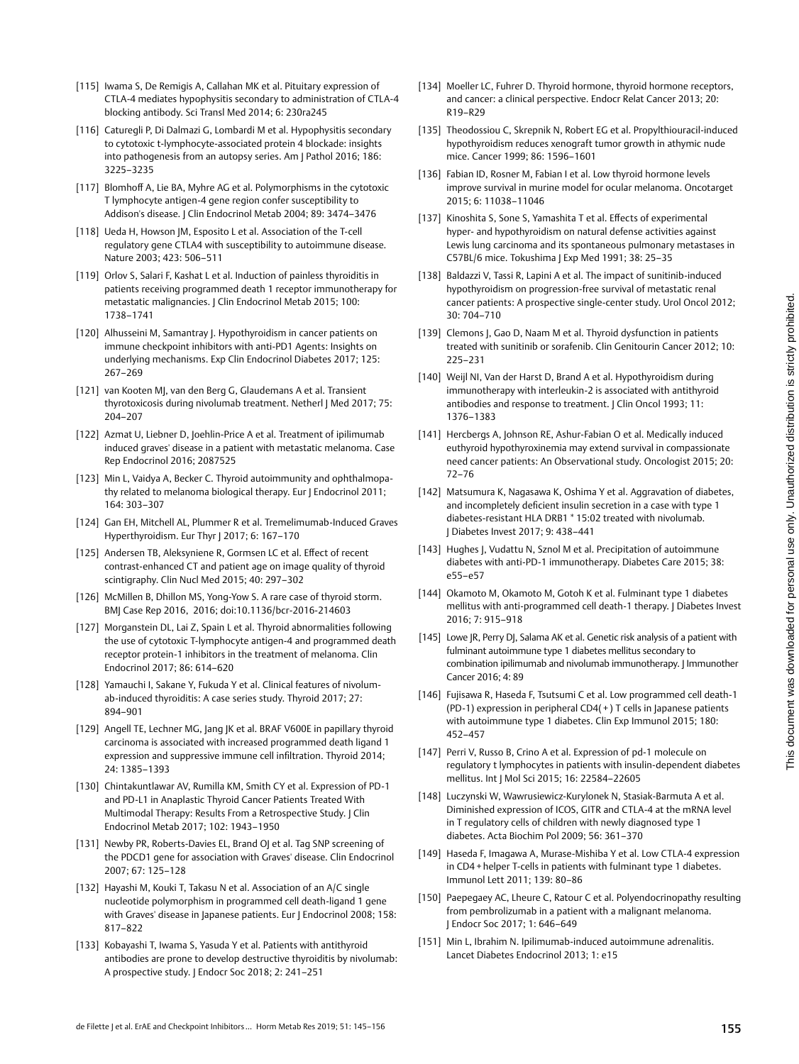[115] Iwama S, De Remigis A, Callahan MK et al. Pituitary expression of CTLA-4 mediates hypophysitis secondary to administration of CTLA-4 blocking antibody. Sci Transl Med 2014; 6: 230ra245

[116] Caturegli P, Di Dalmazi G, Lombardi M et al. Hypophysitis secondary to cytotoxic t-lymphocyte-associated protein 4 blockade: insights into pathogenesis from an autopsy series. Am J Pathol 2016; 186: 3225–3235

[117] Blomhoff A, Lie BA, Myhre AG et al. Polymorphisms in the cytotoxic T lymphocyte antigen-4 gene region confer susceptibility to Addison's disease. J Clin Endocrinol Metab 2004; 89: 3474–3476

[118] Ueda H, Howson JM, Esposito L et al. Association of the T-cell regulatory gene CTLA4 with susceptibility to autoimmune disease. Nature 2003; 423: 506–511

[119] Orlov S, Salari F, Kashat L et al. Induction of painless thyroiditis in patients receiving programmed death 1 receptor immunotherapy for metastatic malignancies. J Clin Endocrinol Metab 2015; 100: 1738–1741

[120] Alhusseini M, Samantray J. Hypothyroidism in cancer patients on immune checkpoint inhibitors with anti-PD1 Agents: Insights on underlying mechanisms. Exp Clin Endocrinol Diabetes 2017; 125: 267–269

[121] van Kooten MJ, van den Berg G, Glaudemans A et al. Transient thyrotoxicosis during nivolumab treatment. Netherl J Med 2017; 75: 204–207

[122] Azmat U, Liebner D, Joehlin-Price A et al. Treatment of ipilimumab induced graves' disease in a patient with metastatic melanoma. Case Rep Endocrinol 2016; 2087525

[123] Min L, Vaidya A, Becker C. Thyroid autoimmunity and ophthalmopathy related to melanoma biological therapy. Eur J Endocrinol 2011; 164: 303–307

[124] Gan EH, Mitchell AL, Plummer R et al. Tremelimumab-Induced Graves Hyperthyroidism. Eur Thyr J 2017; 6: 167–170

[125] Andersen TB, Aleksyniene R, Gormsen LC et al. Effect of recent contrast-enhanced CT and patient age on image quality of thyroid scintigraphy. Clin Nucl Med 2015; 40: 297–302

[126] McMillen B, Dhillon MS, Yong-Yow S. A rare case of thyroid storm. BMJ Case Rep 2016, 2016; doi:10.1136/bcr-2016-214603

[127] Morganstein DL, Lai Z, Spain L et al. Thyroid abnormalities following the use of cytotoxic T-lymphocyte antigen-4 and programmed death receptor protein-1 inhibitors in the treatment of melanoma. Clin Endocrinol 2017; 86: 614–620

[128] Yamauchi I, Sakane Y, Fukuda Y et al. Clinical features of nivolumab-induced thyroiditis: A case series study. Thyroid 2017; 27: 894–901

[129] Angell TE, Lechner MG, Jang JK et al. BRAF V600E in papillary thyroid carcinoma is associated with increased programmed death ligand 1 expression and suppressive immune cell infiltration. Thyroid 2014; 24: 1385–1393

[130] Chintakuntlawar AV, Rumilla KM, Smith CY et al. Expression of PD-1 and PD-L1 in Anaplastic Thyroid Cancer Patients Treated With Multimodal Therapy: Results From a Retrospective Study. J Clin Endocrinol Metab 2017; 102: 1943–1950

[131] Newby PR, Roberts-Davies EL, Brand OJ et al. Tag SNP screening of the PDCD1 gene for association with Graves' disease. Clin Endocrinol 2007; 67: 125–128

[132] Hayashi M, Kouki T, Takasu N et al. Association of an A/C single nucleotide polymorphism in programmed cell death-ligand 1 gene with Graves' disease in Japanese patients. Eur J Endocrinol 2008; 158: 817–822

[133] Kobayashi T, Iwama S, Yasuda Y et al. Patients with antithyroid antibodies are prone to develop destructive thyroiditis by nivolumab: A prospective study. J Endocr Soc 2018; 2: 241–251

[134] Moeller LC, Fuhrer D. Thyroid hormone, thyroid hormone receptors, and cancer: a clinical perspective. Endocr Relat Cancer 2013; 20: R19–R29

[135] Theodossiou C, Skrepnik N, Robert EG et al. Propylthiouracil-induced hypothyroidism reduces xenograft tumor growth in athymic nude mice. Cancer 1999; 86: 1596–1601

[136] Fabian ID, Rosner M, Fabian I et al. Low thyroid hormone levels improve survival in murine model for ocular melanoma. Oncotarget 2015; 6: 11038–11046

[137] Kinoshita S, Sone S, Yamashita T et al. Effects of experimental hyper- and hypothyroidism on natural defense activities against Lewis lung carcinoma and its spontaneous pulmonary metastases in C57BL/6 mice. Tokushima J Exp Med 1991; 38: 25–35

[138] Baldazzi V, Tassi R, Lapini A et al. The impact of sunitinib-induced hypothyroidism on progression-free survival of metastatic renal cancer patients: A prospective single-center study. Urol Oncol 2012; 30: 704–710

[139] Clemons J, Gao D, Naam M et al. Thyroid dysfunction in patients treated with sunitinib or sorafenib. Clin Genitourin Cancer 2012; 10: 225–231

[140] Weijl NI, Van der Harst D, Brand A et al. Hypothyroidism during immunotherapy with interleukin-2 is associated with antithyroid antibodies and response to treatment. J Clin Oncol 1993; 11: 1376–1383

[141] Hercbergs A, Johnson RE, Ashur-Fabian O et al. Medically induced euthyroid hypothyroxinemia may extend survival in compassionate need cancer patients: An Observational study. Oncologist 2015; 20: 72–76

[142] Matsumura K, Nagasawa K, Oshima Y et al. Aggravation of diabetes, and incompletely deficient insulin secretion in a case with type 1 diabetes-resistant HLA DRB1 * 15:02 treated with nivolumab. J Diabetes Invest 2017; 9: 438–441

[143] Hughes J, Vudattu N, Sznol M et al. Precipitation of autoimmune diabetes with anti-PD-1 immunotherapy. Diabetes Care 2015; 38: e55–e57

[144] Okamoto M, Okamoto M, Gotoh K et al. Fulminant type 1 diabetes mellitus with anti-programmed cell death-1 therapy. J Diabetes Invest 2016; 7: 915–918

[145] Lowe JR, Perry DJ, Salama AK et al. Genetic risk analysis of a patient with fulminant autoimmune type 1 diabetes mellitus secondary to combination ipilimumab and nivolumab immunotherapy. J Immunother Cancer 2016; 4: 89

[146] Fujisawa R, Haseda F, Tsutsumi C et al. Low programmed cell death-1 (PD-1) expression in peripheral CD4(+) T cells in Japanese patients with autoimmune type 1 diabetes. Clin Exp Immunol 2015; 180: 452–457

[147] Perri V, Russo B, Crino A et al. Expression of pd-1 molecule on regulatory t lymphocytes in patients with insulin-dependent diabetes mellitus. Int J Mol Sci 2015; 16: 22584–22605

[148] Luczynski W, Wawrusiewicz-Kurylonek N, Stasiak-Barmuta A et al. Diminished expression of ICOS, GITR and CTLA-4 at the mRNA level in T regulatory cells of children with newly diagnosed type 1 diabetes. Acta Biochim Pol 2009; 56: 361–370

[149] Haseda F, Imagawa A, Murase-Mishiba Y et al. Low CTLA-4 expression in CD4 + helper T-cells in patients with fulminant type 1 diabetes. Immunol Lett 2011; 139: 80–86

[150] Paepegaey AC, Lheure C, Ratour C et al. Polyendocrinopathy resulting from pembrolizumab in a patient with a malignant melanoma. J Endocr Soc 2017; 1: 646–649

[151] Min L, Ibrahim N. Ipilimumab-induced autoimmune adrenalitis. Lancet Diabetes Endocrinol 2013; 1: e15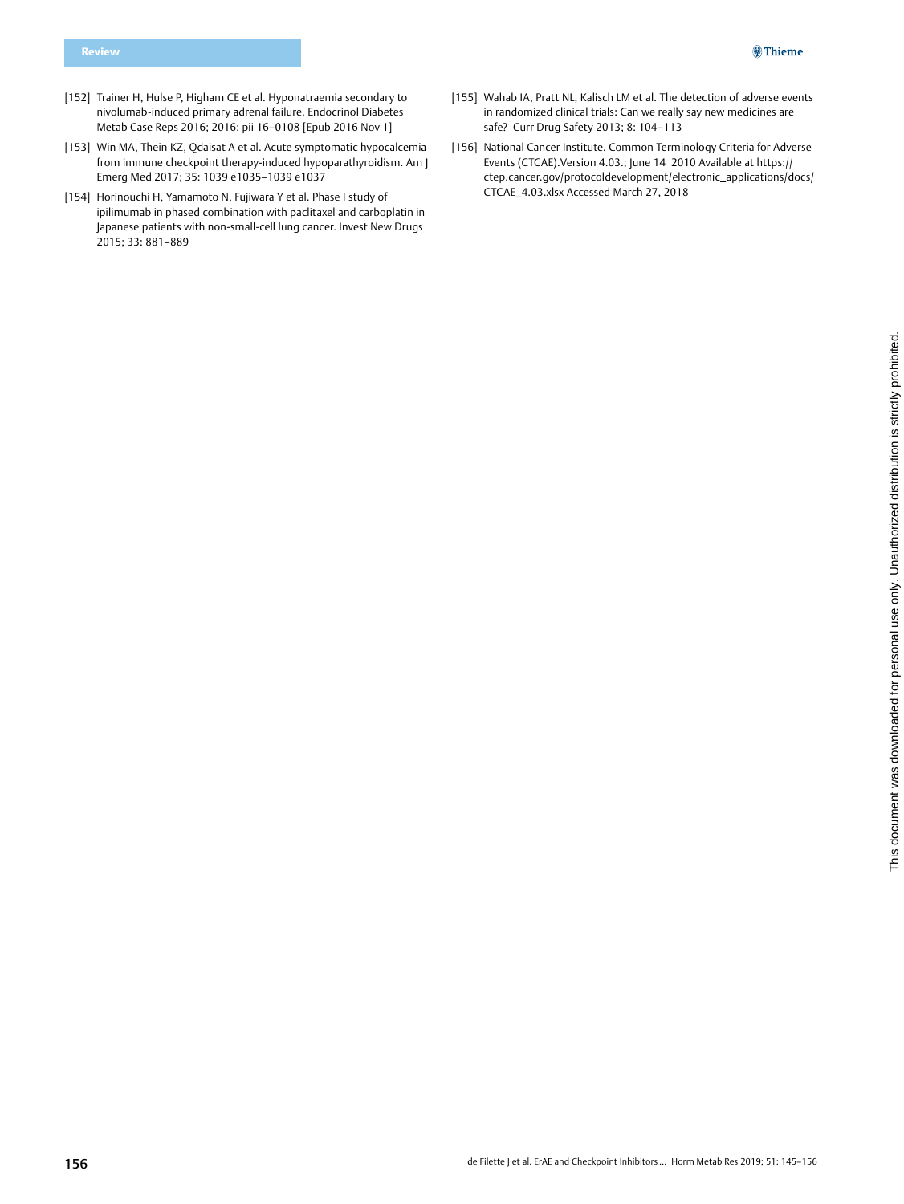[152] Trainer H, Hulse P, Higham CE et al. Hyponatraemia secondary to nivolumab-induced primary adrenal failure. Endocrinol Diabetes Metab Case Reps 2016; 2016: pii 16–0108 [Epub 2016 Nov 1]

[153] Win MA, Thein KZ, Qdaisat A et al. Acute symptomatic hypocalcemia from immune checkpoint therapy-induced hypoparathyroidism. Am J Emerg Med 2017; 35: 1039 e1035–1039 e1037

[154] Horinouchi H, Yamamoto N, Fujiwara Y et al. Phase I study of ipilimumab in phased combination with paclitaxel and carboplatin in Japanese patients with non-small-cell lung cancer. Invest New Drugs 2015; 33: 881–889

[155] Wahab IA, Pratt NL, Kalisch LM et al. The detection of adverse events in randomized clinical trials: Can we really say new medicines are safe? Curr Drug Safety 2013; 8: 104–113

[156] National Cancer Institute. Common Terminology Criteria for Adverse Events (CTCAE).Version 4.03.; June 14 2010 Available at https://ctep.cancer.gov/protocoldevelopment/electronic_applications/docs/CTCAE_4.03.xlsx Accessed March 27, 2018